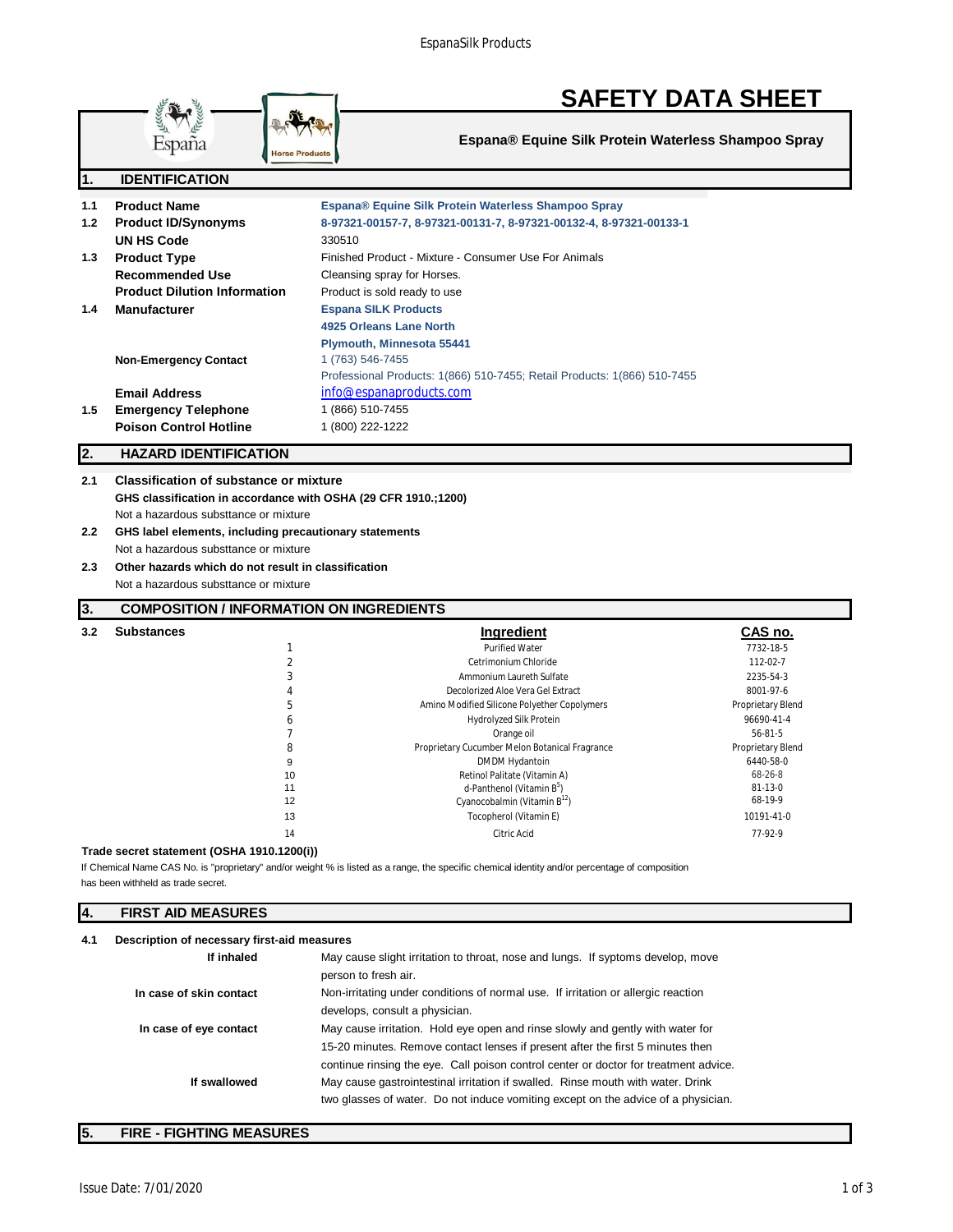# SAFETY DATA SHEET

**Espana® Equine Silk Protein Waterless Shampoo Spray**

## 1. IDENTIFICATION

| | | |
|---|---|---|
| 1.1 | **Product Name** | **Espana® Equine Silk Protein Waterless Shampoo Spray** |
| 1.2 | **Product ID/Synonyms** | **8-97321-00157-7, 8-97321-00131-7, 8-97321-00132-4, 8-97321-00133-1** |
| | **UN HS Code** | 330510 |
| 1.3 | **Product Type** | Finished Product - Mixture - Consumer Use For Animals |
| | **Recommended Use** | Cleansing spray for Horses. |
| | **Product Dilution Information** | Product is sold ready to use |
| 1.4 | **Manufacturer** | **Espana SILK Products**<br>**4925 Orleans Lane North**<br>**Plymouth, Minnesota 55441** |
| | **Non-Emergency Contact** | 1 (763) 546-7455<br>Professional Products: 1(866) 510-7455; Retail Products: 1(866) 510-7455 |
| | **Email Address** | info@espanaproducts.com |
| 1.5 | **Emergency Telephone** | 1 (866) 510-7455 |
| | **Poison Control Hotline** | 1 (800) 222-1222 |

## 2. HAZARD IDENTIFICATION

**2.1 Classification of substance or mixture**

**GHS classification in accordance with OSHA (29 CFR 1910.;1200)**

Not a hazardous substtance or mixture

**2.2 GHS label elements, including precautionary statements**

Not a hazardous substtance or mixture

**2.3 Other hazards which do not result in classification**

Not a hazardous substtance or mixture

## 3. COMPOSITION / INFORMATION ON INGREDIENTS

**3.2 Substances**

| | Ingredient | CAS no. |
|---|---|---|
| 1 | Purified Water | 7732-18-5 |
| 2 | Cetrimonium Chloride | 112-02-7 |
| 3 | Ammonium Laureth Sulfate | 2235-54-3 |
| 4 | Decolorized Aloe Vera Gel Extract | 8001-97-6 |
| 5 | Amino Modified Silicone Polyether Copolymers | Proprietary Blend |
| 6 | Hydrolyzed Silk Protein | 96690-41-4 |
| 7 | Orange oil | 56-81-5 |
| 8 | Proprietary Cucumber Melon Botanical Fragrance | Proprietary Blend |
| 9 | DMDM Hydantoin | 6440-58-0 |
| 10 | Retinol Palitate (Vitamin A) | 68-26-8 |
| 11 | d-Panthenol (Vitamin $B^5$) | 81-13-0 |
| 12 | Cyanocobalmin (Vitamin $B^{12}$) | 68-19-9 |
| 13 | Tocopherol (Vitamin E) | 10191-41-0 |
| 14 | Citric Acid | 77-92-9 |

**Trade secret statement (OSHA 1910.1200(i))**

If Chemical Name CAS No. is "proprietary" and/or weight % is listed as a range, the specific chemical identity and/or percentage of composition has been withheld as trade secret.

## 4. FIRST AID MEASURES

**4.1 Description of necessary first-aid measures**

| | |
|---|---|
| **If inhaled** | May cause slight irritation to throat, nose and lungs. If syptoms develop, move person to fresh air. |
| **In case of skin contact** | Non-irritating under conditions of normal use. If irritation or allergic reaction develops, consult a physician. |
| **In case of eye contact** | May cause irritation. Hold eye open and rinse slowly and gently with water for 15-20 minutes. Remove contact lenses if present after the first 5 minutes then continue rinsing the eye. Call poison control center or doctor for treatment advice. |
| **If swallowed** | May cause gastrointestinal irritation if swalled. Rinse mouth with water. Drink two glasses of water. Do not induce vomiting except on the advice of a physician. |

## 5. FIRE - FIGHTING MEASURES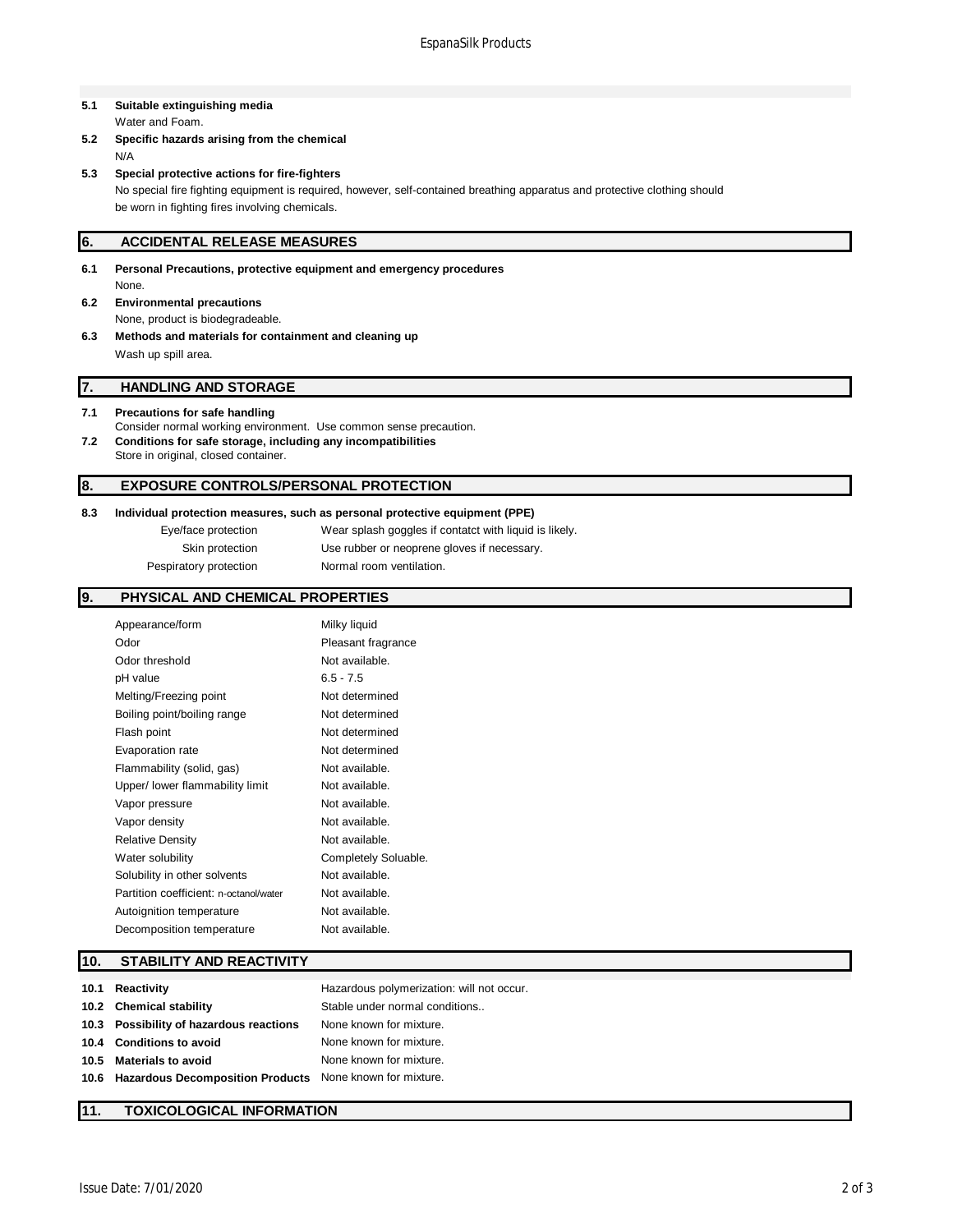**5.1 Suitable extinguishing media**

Water and Foam.

**5.2 Specific hazards arising from the chemical**

N/A

**5.3 Special protective actions for fire-fighters**

No special fire fighting equipment is required, however, self-contained breathing apparatus and protective clothing should be worn in fighting fires involving chemicals.

## 6. ACCIDENTAL RELEASE MEASURES

**6.1 Personal Precautions, protective equipment and emergency procedures**

None.

**6.2 Environmental precautions**

None, product is biodegradeable.

**6.3 Methods and materials for containment and cleaning up**

Wash up spill area.

## 7. HANDLING AND STORAGE

**7.1 Precautions for safe handling**

Consider normal working environment. Use common sense precaution.

**7.2 Conditions for safe storage, including any incompatibilities**

Store in original, closed container.

## 8. EXPOSURE CONTROLS/PERSONAL PROTECTION

**8.3 Individual protection measures, such as personal protective equipment (PPE)**

| | |
|---|---|
| Eye/face protection | Wear splash goggles if contatct with liquid is likely. |
| Skin protection | Use rubber or neoprene gloves if necessary. |
| Pespiratory protection | Normal room ventilation. |

## 9. PHYSICAL AND CHEMICAL PROPERTIES

| | |
|---|---|
| Appearance/form | Milky liquid |
| Odor | Pleasant fragrance |
| Odor threshold | Not available. |
| pH value | 6.5 - 7.5 |
| Melting/Freezing point | Not determined |
| Boiling point/boiling range | Not determined |
| Flash point | Not determined |
| Evaporation rate | Not determined |
| Flammability (solid, gas) | Not available. |
| Upper/ lower flammability limit | Not available. |
| Vapor pressure | Not available. |
| Vapor density | Not available. |
| Relative Density | Not available. |
| Water solubility | Completely Soluable. |
| Solubility in other solvents | Not available. |
| Partition coefficient: n-octanol/water | Not available. |
| Autoignition temperature | Not available. |
| Decomposition temperature | Not available. |

## 10. STABILITY AND REACTIVITY

| | |
|---|---|
| **10.1 Reactivity** | Hazardous polymerization: will not occur. |
| **10.2 Chemical stability** | Stable under normal conditions.. |
| **10.3 Possibility of hazardous reactions** | None known for mixture. |
| **10.4 Conditions to avoid** | None known for mixture. |
| **10.5 Materials to avoid** | None known for mixture. |
| **10.6 Hazardous Decomposition Products** | None known for mixture. |

## 11. TOXICOLOGICAL INFORMATION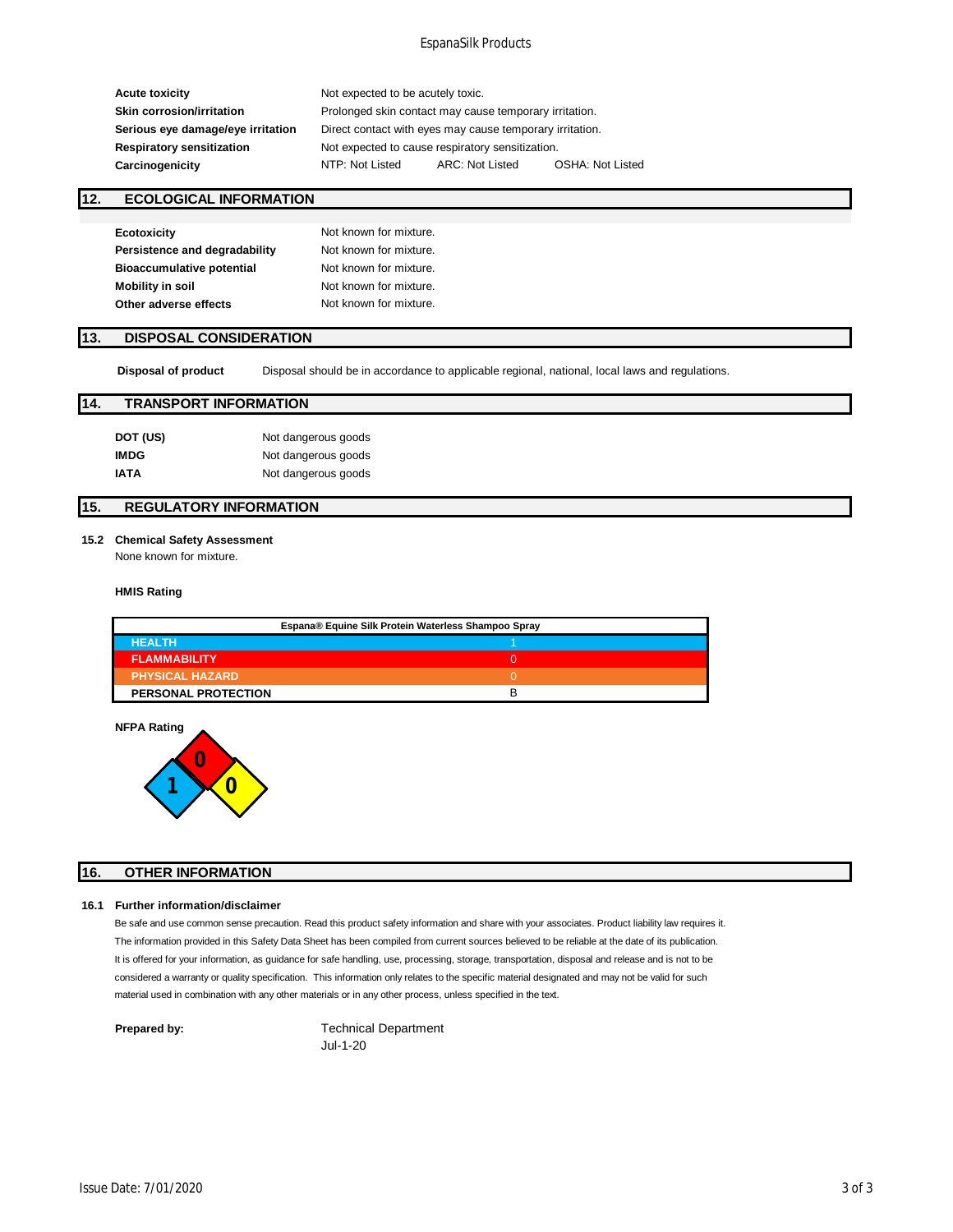| | |
|---|---|
| **Acute toxicity** | Not expected to be acutely toxic. |
| **Skin corrosion/irritation** | Prolonged skin contact may cause temporary irritation. |
| **Serious eye damage/eye irritation** | Direct contact with eyes may cause temporary irritation. |
| **Respiratory sensitization** | Not expected to cause respiratory sensitization. |
| **Carcinogenicity** | NTP: Not Listed    ARC: Not Listed    OSHA: Not Listed |

## 12. ECOLOGICAL INFORMATION

| | |
|---|---|
| **Ecotoxicity** | Not known for mixture. |
| **Persistence and degradability** | Not known for mixture. |
| **Bioaccumulative potential** | Not known for mixture. |
| **Mobility in soil** | Not known for mixture. |
| **Other adverse effects** | Not known for mixture. |

## 13. DISPOSAL CONSIDERATION

**Disposal of product** Disposal should be in accordance to applicable regional, national, local laws and regulations.

## 14. TRANSPORT INFORMATION

| | |
|---|---|
| **DOT (US)** | Not dangerous goods |
| **IMDG** | Not dangerous goods |
| **IATA** | Not dangerous goods |

## 15. REGULATORY INFORMATION

### 15.2 Chemical Safety Assessment

None known for mixture.

**HMIS Rating**

| Espana® Equine Silk Protein Waterless Shampoo Spray | |
|---|---|
| **HEALTH** | 1 |
| **FLAMMABILITY** | 0 |
| **PHYSICAL HAZARD** | 0 |
| **PERSONAL PROTECTION** | B |

**NFPA Rating**

0

1

0

## 16. OTHER INFORMATION

### 16.1 Further information/disclaimer

Be safe and use common sense precaution. Read this product safety information and share with your associates. Product liability law requires it. The information provided in this Safety Data Sheet has been compiled from current sources believed to be reliable at the date of its publication. It is offered for your information, as guidance for safe handling, use, processing, storage, transportation, disposal and release and is not to be considered a warranty or quality specification. This information only relates to the specific material designated and may not be valid for such material used in combination with any other materials or in any other process, unless specified in the text.

**Prepared by:** Technical Department
Jul-1-20

Issue Date: 7/01/2020